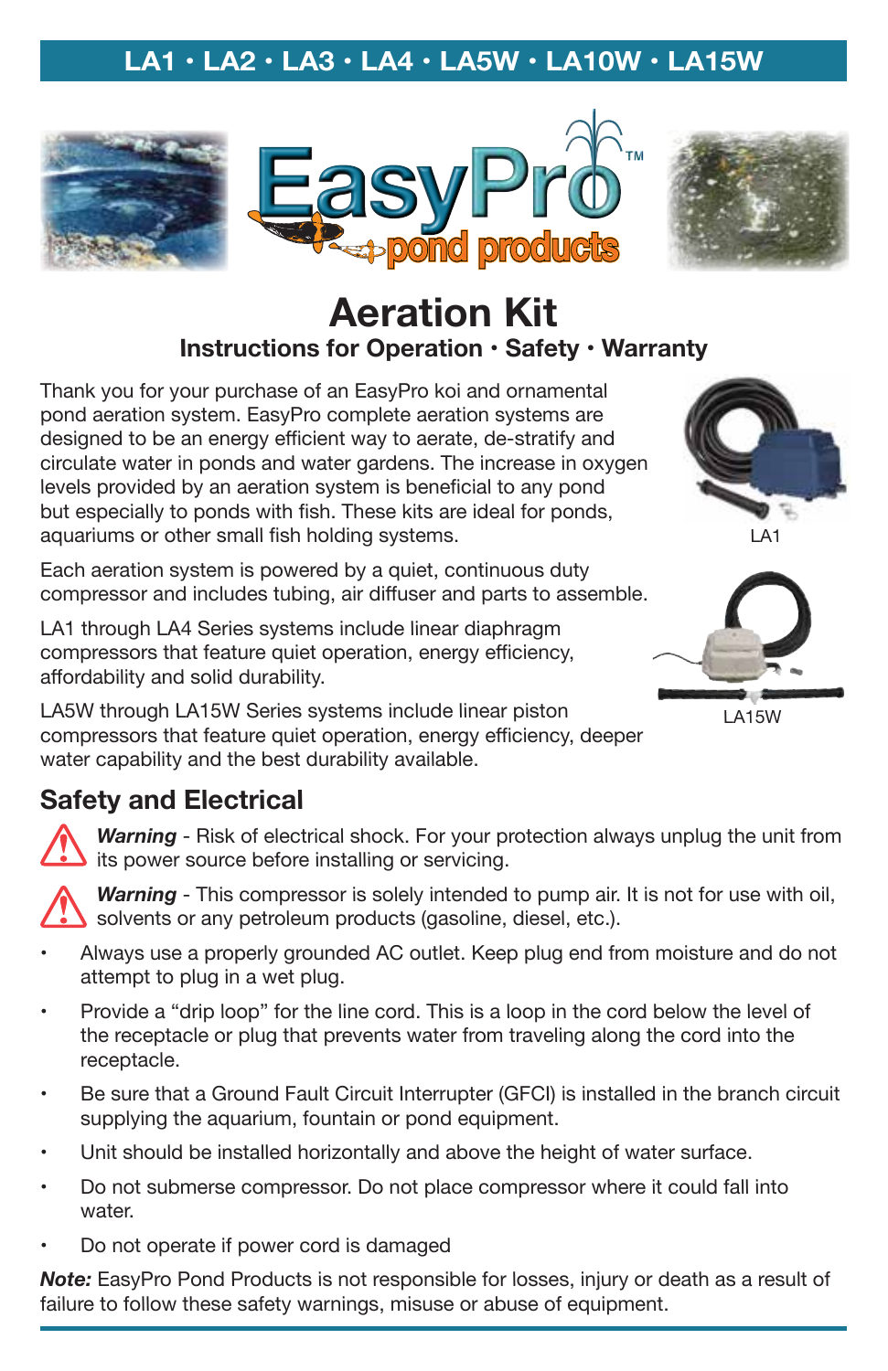LA1 • LA2 • LA3 • LA4 • LA5W • LA10W • LA15W

EasyPro™ pond products

# Aeration Kit

### Instructions for Operation • Safety • Warranty

Thank you for your purchase of an EasyPro koi and ornamental pond aeration system. EasyPro complete aeration systems are designed to be an energy efficient way to aerate, de-stratify and circulate water in ponds and water gardens. The increase in oxygen levels provided by an aeration system is beneficial to any pond but especially to ponds with fish. These kits are ideal for ponds, aquariums or other small fish holding systems.

LA1

Each aeration system is powered by a quiet, continuous duty compressor and includes tubing, air diffuser and parts to assemble.

LA1 through LA4 Series systems include linear diaphragm compressors that feature quiet operation, energy efficiency, affordability and solid durability.

LA15W

LA5W through LA15W Series systems include linear piston compressors that feature quiet operation, energy efficiency, deeper water capability and the best durability available.

## Safety and Electrical

***Warning*** - Risk of electrical shock. For your protection always unplug the unit from its power source before installing or servicing.

***Warning*** - This compressor is solely intended to pump air. It is not for use with oil, solvents or any petroleum products (gasoline, diesel, etc.).

- Always use a properly grounded AC outlet. Keep plug end from moisture and do not attempt to plug in a wet plug.
- Provide a "drip loop" for the line cord. This is a loop in the cord below the level of the receptacle or plug that prevents water from traveling along the cord into the receptacle.
- Be sure that a Ground Fault Circuit Interrupter (GFCI) is installed in the branch circuit supplying the aquarium, fountain or pond equipment.
- Unit should be installed horizontally and above the height of water surface.
- Do not submerse compressor. Do not place compressor where it could fall into water.
- Do not operate if power cord is damaged

***Note:*** EasyPro Pond Products is not responsible for losses, injury or death as a result of failure to follow these safety warnings, misuse or abuse of equipment.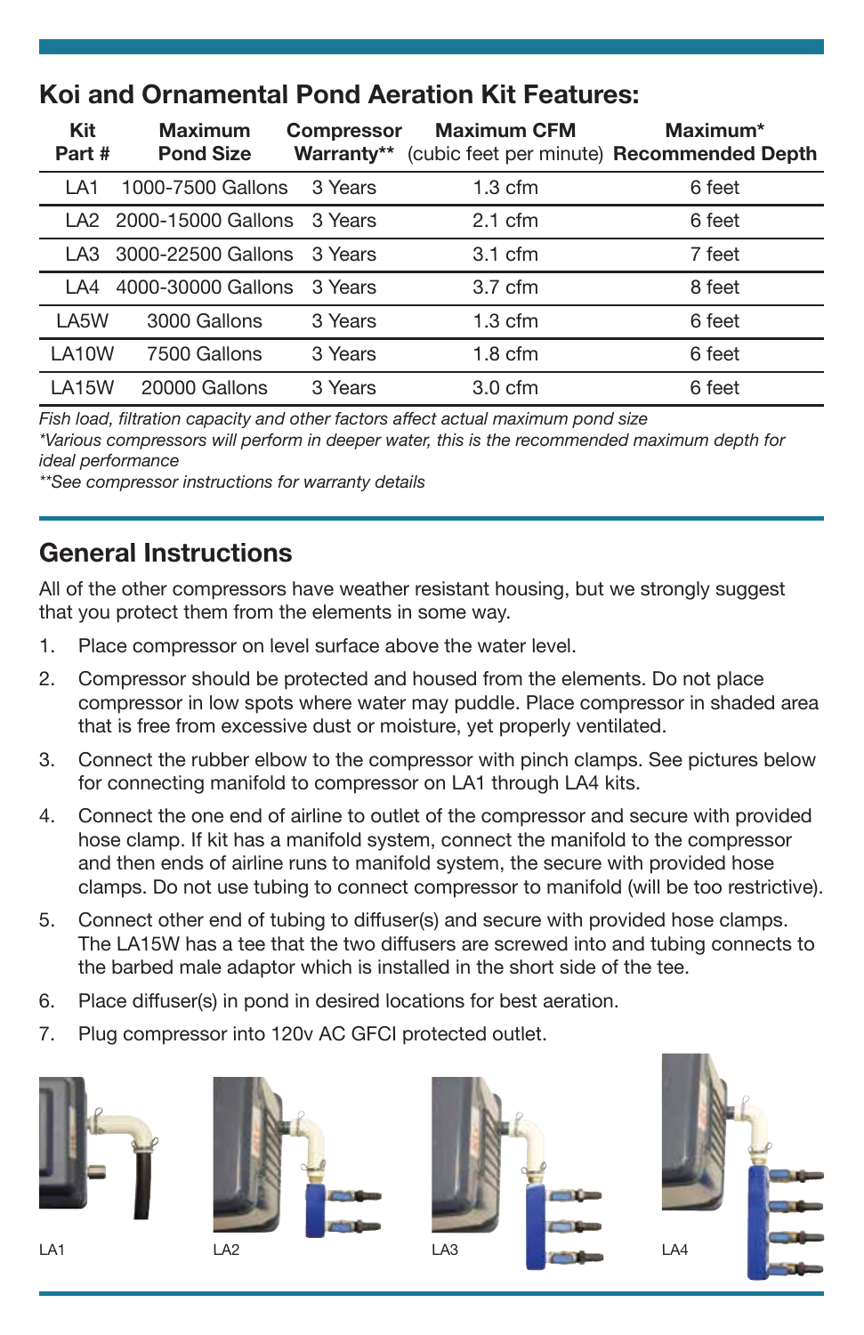## Koi and Ornamental Pond Aeration Kit Features:

| Kit Part # | Maximum Pond Size | Compressor Warranty** | Maximum CFM (cubic feet per minute) | Maximum* Recommended Depth |
|---|---|---|---|---|
| LA1 | 1000-7500 Gallons | 3 Years | 1.3 cfm | 6 feet |
| LA2 | 2000-15000 Gallons | 3 Years | 2.1 cfm | 6 feet |
| LA3 | 3000-22500 Gallons | 3 Years | 3.1 cfm | 7 feet |
| LA4 | 4000-30000 Gallons | 3 Years | 3.7 cfm | 8 feet |
| LA5W | 3000 Gallons | 3 Years | 1.3 cfm | 6 feet |
| LA10W | 7500 Gallons | 3 Years | 1.8 cfm | 6 feet |
| LA15W | 20000 Gallons | 3 Years | 3.0 cfm | 6 feet |

*Fish load, filtration capacity and other factors affect actual maximum pond size*
*\*Various compressors will perform in deeper water, this is the recommended maximum depth for ideal performance*
*\*\*See compressor instructions for warranty details*

## General Instructions

All of the other compressors have weather resistant housing, but we strongly suggest that you protect them from the elements in some way.

1. Place compressor on level surface above the water level.
2. Compressor should be protected and housed from the elements. Do not place compressor in low spots where water may puddle. Place compressor in shaded area that is free from excessive dust or moisture, yet properly ventilated.
3. Connect the rubber elbow to the compressor with pinch clamps. See pictures below for connecting manifold to compressor on LA1 through LA4 kits.
4. Connect the one end of airline to outlet of the compressor and secure with provided hose clamp. If kit has a manifold system, connect the manifold to the compressor and then ends of airline runs to manifold system, the secure with provided hose clamps. Do not use tubing to connect compressor to manifold (will be too restrictive).
5. Connect other end of tubing to diffuser(s) and secure with provided hose clamps. The LA15W has a tee that the two diffusers are screwed into and tubing connects to the barbed male adaptor which is installed in the short side of the tee.
6. Place diffuser(s) in pond in desired locations for best aeration.
7. Plug compressor into 120v AC GFCI protected outlet.

LA1

LA2

LA3

LA4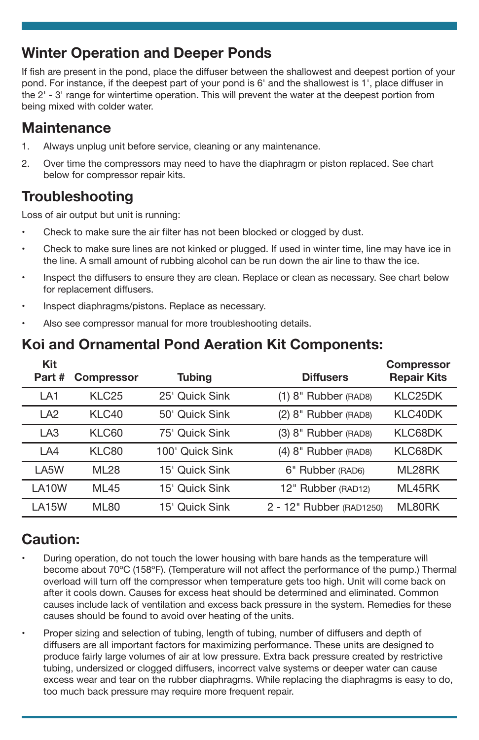## Winter Operation and Deeper Ponds

If fish are present in the pond, place the diffuser between the shallowest and deepest portion of your pond. For instance, if the deepest part of your pond is 6' and the shallowest is 1', place diffuser in the 2' - 3' range for wintertime operation. This will prevent the water at the deepest portion from being mixed with colder water.

## Maintenance

1. Always unplug unit before service, cleaning or any maintenance.
2. Over time the compressors may need to have the diaphragm or piston replaced. See chart below for compressor repair kits.

## Troubleshooting

Loss of air output but unit is running:

- Check to make sure the air filter has not been blocked or clogged by dust.
- Check to make sure lines are not kinked or plugged. If used in winter time, line may have ice in the line. A small amount of rubbing alcohol can be run down the air line to thaw the ice.
- Inspect the diffusers to ensure they are clean. Replace or clean as necessary. See chart below for replacement diffusers.
- Inspect diaphragms/pistons. Replace as necessary.
- Also see compressor manual for more troubleshooting details.

## Koi and Ornamental Pond Aeration Kit Components:

| Kit Part # | Compressor | Tubing | Diffusers | Compressor Repair Kits |
|---|---|---|---|---|
| LA1 | KLC25 | 25' Quick Sink | (1) 8" Rubber (RAD8) | KLC25DK |
| LA2 | KLC40 | 50' Quick Sink | (2) 8" Rubber (RAD8) | KLC40DK |
| LA3 | KLC60 | 75' Quick Sink | (3) 8" Rubber (RAD8) | KLC68DK |
| LA4 | KLC80 | 100' Quick Sink | (4) 8" Rubber (RAD8) | KLC68DK |
| LA5W | ML28 | 15' Quick Sink | 6" Rubber (RAD6) | ML28RK |
| LA10W | ML45 | 15' Quick Sink | 12" Rubber (RAD12) | ML45RK |
| LA15W | ML80 | 15' Quick Sink | 2 - 12" Rubber (RAD1250) | ML80RK |

## Caution:

- During operation, do not touch the lower housing with bare hands as the temperature will become about 70ºC (158ºF). (Temperature will not affect the performance of the pump.) Thermal overload will turn off the compressor when temperature gets too high. Unit will come back on after it cools down. Causes for excess heat should be determined and eliminated. Common causes include lack of ventilation and excess back pressure in the system. Remedies for these causes should be found to avoid over heating of the units.
- Proper sizing and selection of tubing, length of tubing, number of diffusers and depth of diffusers are all important factors for maximizing performance. These units are designed to produce fairly large volumes of air at low pressure. Extra back pressure created by restrictive tubing, undersized or clogged diffusers, incorrect valve systems or deeper water can cause excess wear and tear on the rubber diaphragms. While replacing the diaphragms is easy to do, too much back pressure may require more frequent repair.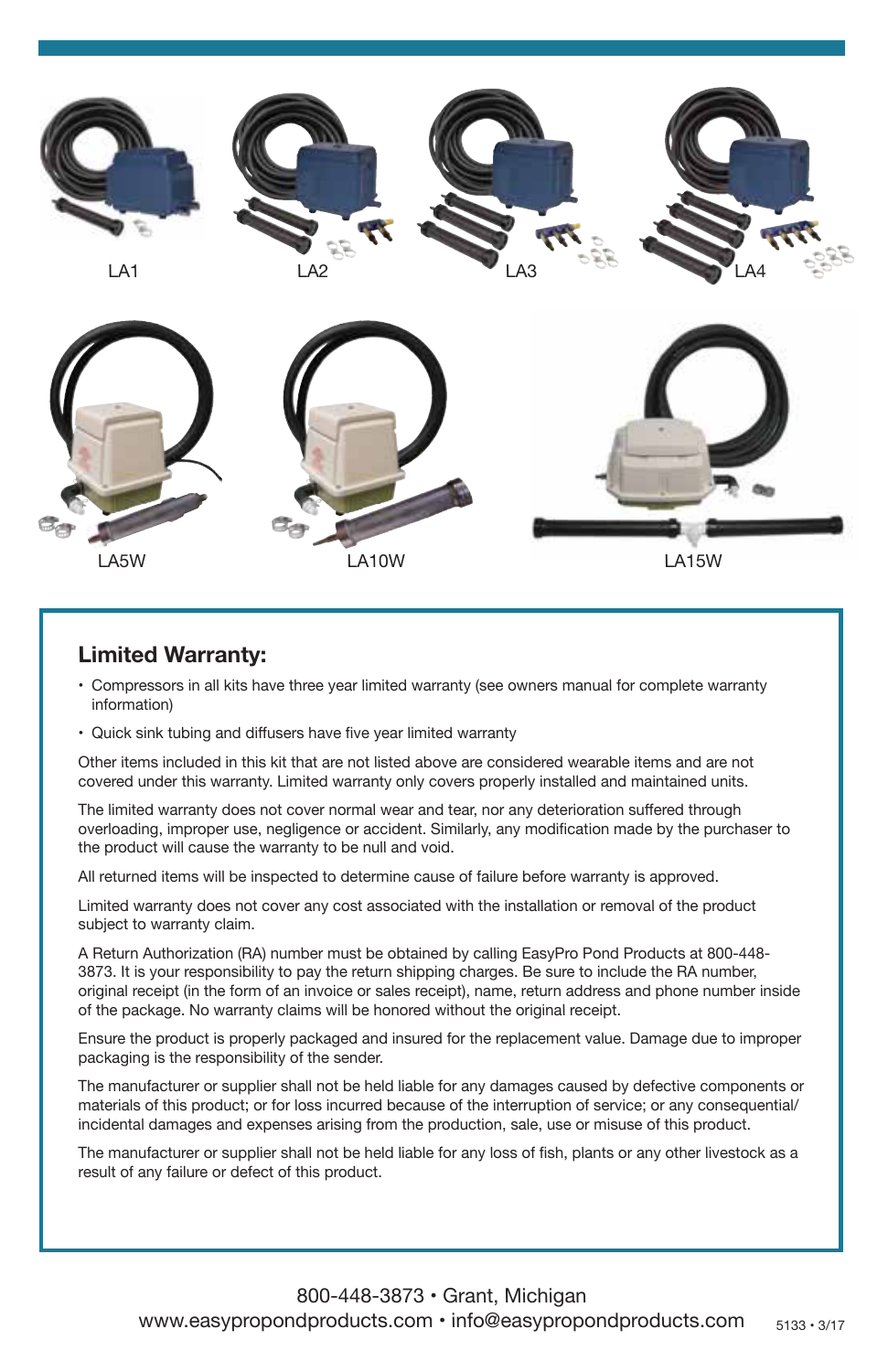LA1

LA2

LA3

LA4

LA5W

LA10W

LA15W

## Limited Warranty:

- Compressors in all kits have three year limited warranty (see owners manual for complete warranty information)
- Quick sink tubing and diffusers have five year limited warranty

Other items included in this kit that are not listed above are considered wearable items and are not covered under this warranty. Limited warranty only covers properly installed and maintained units.

The limited warranty does not cover normal wear and tear, nor any deterioration suffered through overloading, improper use, negligence or accident. Similarly, any modification made by the purchaser to the product will cause the warranty to be null and void.

All returned items will be inspected to determine cause of failure before warranty is approved.

Limited warranty does not cover any cost associated with the installation or removal of the product subject to warranty claim.

A Return Authorization (RA) number must be obtained by calling EasyPro Pond Products at 800-448-3873. It is your responsibility to pay the return shipping charges. Be sure to include the RA number, original receipt (in the form of an invoice or sales receipt), name, return address and phone number inside of the package. No warranty claims will be honored without the original receipt.

Ensure the product is properly packaged and insured for the replacement value. Damage due to improper packaging is the responsibility of the sender.

The manufacturer or supplier shall not be held liable for any damages caused by defective components or materials of this product; or for loss incurred because of the interruption of service; or any consequential/incidental damages and expenses arising from the production, sale, use or misuse of this product.

The manufacturer or supplier shall not be held liable for any loss of fish, plants or any other livestock as a result of any failure or defect of this product.

800-448-3873 • Grant, Michigan
www.easypropondproducts.com • info@easypropondproducts.com

5133 • 3/17